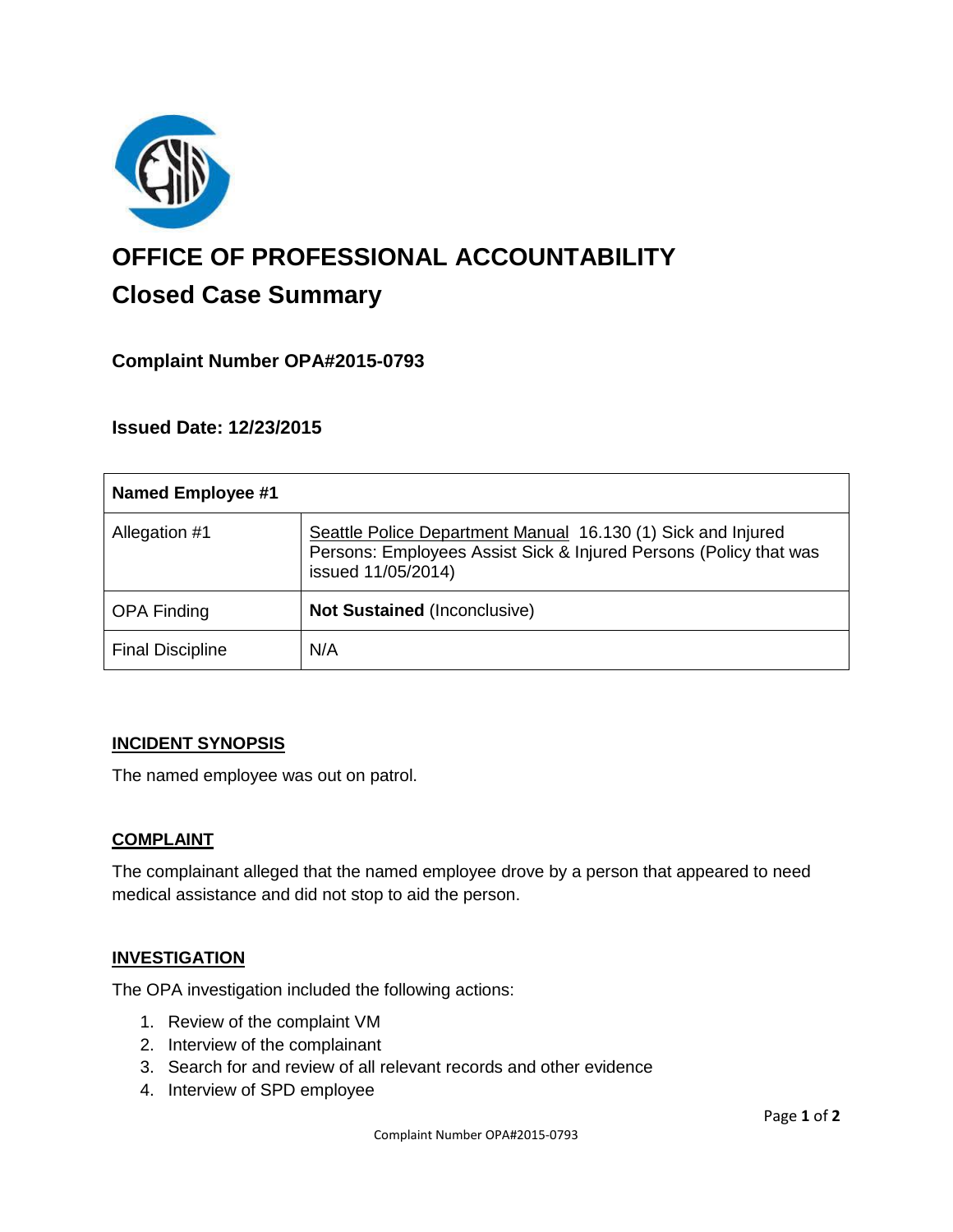# OFFICE OF PROFESSIONAL ACCOUNTABILITY

## Closed Case Summary

### Complaint Number OPA#2015-0793

### Issued Date: 12/23/2015

| Named Employee #1 | |
|---|---|
| Allegation #1 | Seattle Police Department Manual 16.130 (1) Sick and Injured Persons: Employees Assist Sick & Injured Persons (Policy that was issued 11/05/2014) |
| OPA Finding | **Not Sustained** (Inconclusive) |
| Final Discipline | N/A |

**INCIDENT SYNOPSIS**

The named employee was out on patrol.

**COMPLAINT**

The complainant alleged that the named employee drove by a person that appeared to need medical assistance and did not stop to aid the person.

**INVESTIGATION**

The OPA investigation included the following actions:

1. Review of the complaint VM
2. Interview of the complainant
3. Search for and review of all relevant records and other evidence
4. Interview of SPD employee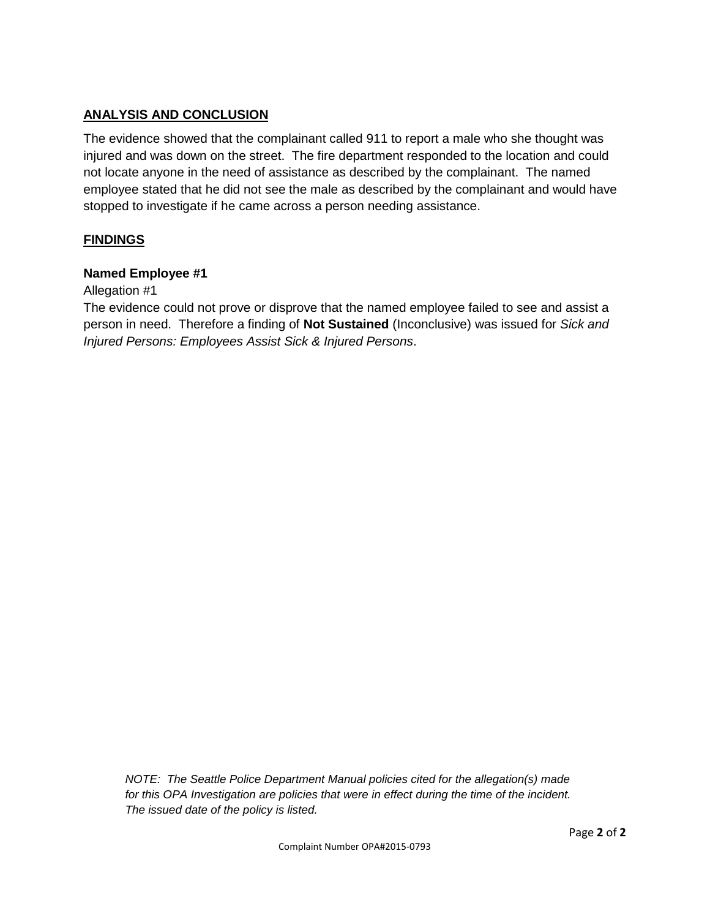## ANALYSIS AND CONCLUSION

The evidence showed that the complainant called 911 to report a male who she thought was injured and was down on the street. The fire department responded to the location and could not locate anyone in the need of assistance as described by the complainant. The named employee stated that he did not see the male as described by the complainant and would have stopped to investigate if he came across a person needing assistance.

## FINDINGS

**Named Employee #1**

Allegation #1

The evidence could not prove or disprove that the named employee failed to see and assist a person in need. Therefore a finding of **Not Sustained** (Inconclusive) was issued for *Sick and Injured Persons: Employees Assist Sick & Injured Persons*.

*NOTE: The Seattle Police Department Manual policies cited for the allegation(s) made for this OPA Investigation are policies that were in effect during the time of the incident. The issued date of the policy is listed.*

Complaint Number OPA#2015-0793